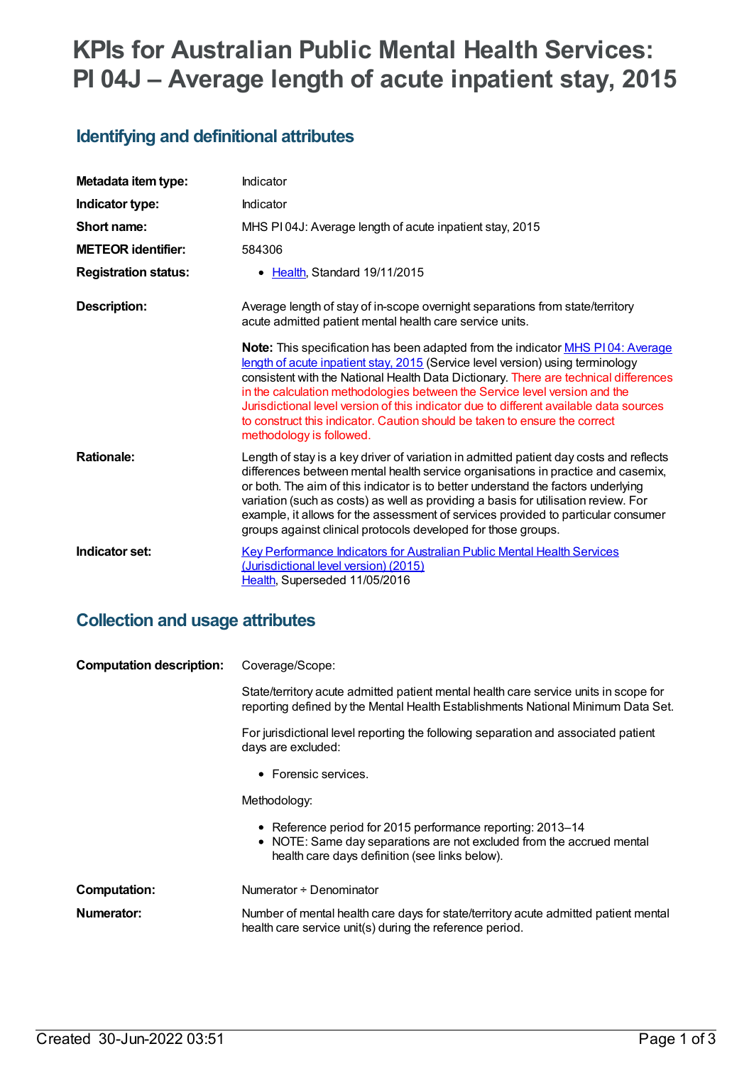# KPIs for Australian Public Mental Health Services: PI 04J – Average length of acute inpatient stay, 2015

## Identifying and definitional attributes

| | |
|---|---|
| **Metadata item type:** | Indicator |
| **Indicator type:** | Indicator |
| **Short name:** | MHS PI 04J: Average length of acute inpatient stay, 2015 |
| **METEOR identifier:** | 584306 |
| **Registration status:** | • Health, Standard 19/11/2015 |
| **Description:** | Average length of stay of in-scope overnight separations from state/territory acute admitted patient mental health care service units.<br><br>**Note:** This specification has been adapted from the indicator MHS PI 04: Average length of acute inpatient stay, 2015 (Service level version) using terminology consistent with the National Health Data Dictionary. There are technical differences in the calculation methodologies between the Service level version and the Jurisdictional level version of this indicator due to different available data sources to construct this indicator. Caution should be taken to ensure the correct methodology is followed. |
| **Rationale:** | Length of stay is a key driver of variation in admitted patient day costs and reflects differences between mental health service organisations in practice and casemix, or both. The aim of this indicator is to better understand the factors underlying variation (such as costs) as well as providing a basis for utilisation review. For example, it allows for the assessment of services provided to particular consumer groups against clinical protocols developed for those groups. |
| **Indicator set:** | Key Performance Indicators for Australian Public Mental Health Services (Jurisdictional level version) (2015)<br>Health, Superseded 11/05/2016 |

## Collection and usage attributes

| | |
|---|---|
| **Computation description:** | Coverage/Scope:<br><br>State/territory acute admitted patient mental health care service units in scope for reporting defined by the Mental Health Establishments National Minimum Data Set.<br><br>For jurisdictional level reporting the following separation and associated patient days are excluded:<br><br>• Forensic services.<br><br>Methodology:<br><br>• Reference period for 2015 performance reporting: 2013–14<br>• NOTE: Same day separations are not excluded from the accrued mental health care days definition (see links below). |
| **Computation:** | Numerator ÷ Denominator |
| **Numerator:** | Number of mental health care days for state/territory acute admitted patient mental health care service unit(s) during the reference period. |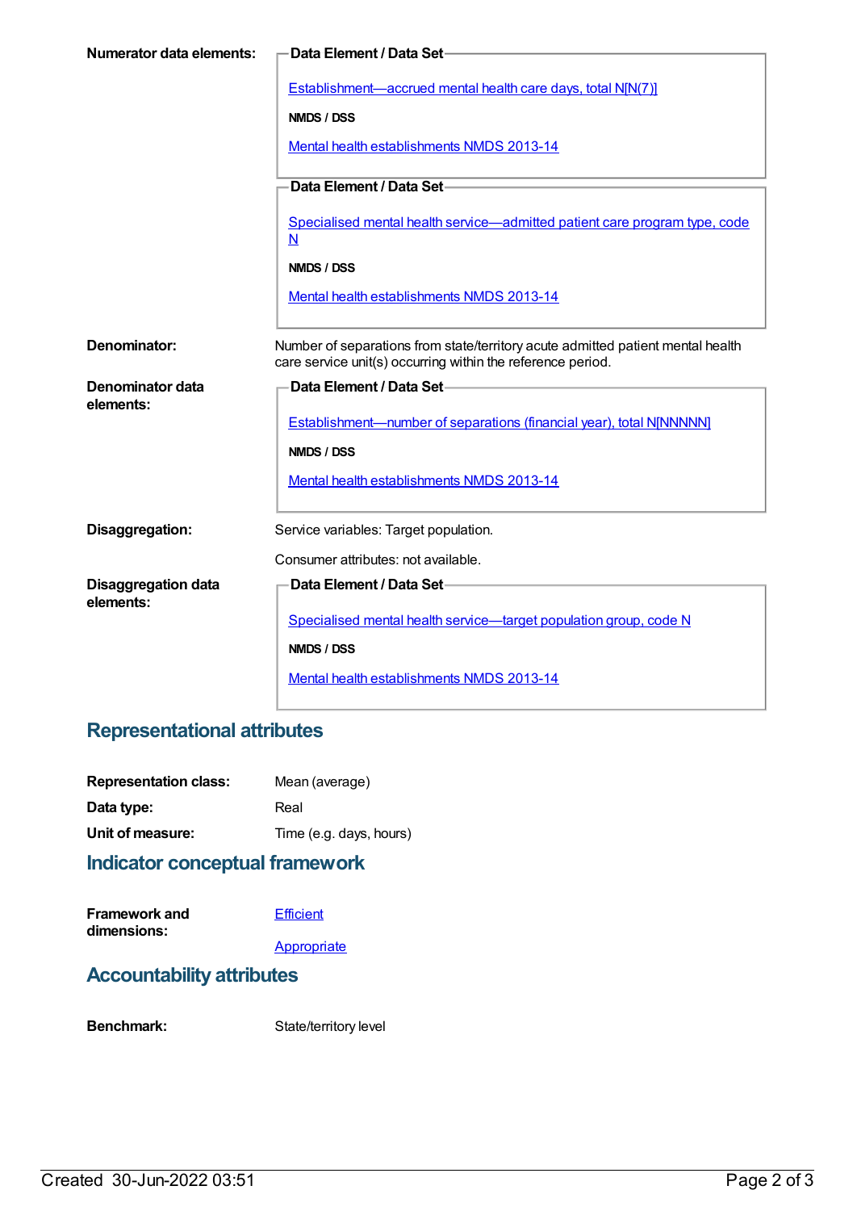**Numerator data elements:**

**Data Element / Data Set**

Establishment—accrued mental health care days, total N[N(7)]

**NMDS / DSS**

Mental health establishments NMDS 2013-14

**Data Element / Data Set**

Specialised mental health service—admitted patient care program type, code N

**NMDS / DSS**

Mental health establishments NMDS 2013-14

**Denominator:** Number of separations from state/territory acute admitted patient mental health care service unit(s) occurring within the reference period.

**Denominator data elements:**

**Data Element / Data Set**

Establishment—number of separations (financial year), total N[NNNNN]

**NMDS / DSS**

Mental health establishments NMDS 2013-14

**Disaggregation:** Service variables: Target population.

Consumer attributes: not available.

**Disaggregation data elements:**

**Data Element / Data Set**

Specialised mental health service—target population group, code N

**NMDS / DSS**

Mental health establishments NMDS 2013-14

## Representational attributes

**Representation class:** Mean (average)

**Data type:** Real

**Unit of measure:** Time (e.g. days, hours)

## Indicator conceptual framework

**Framework and dimensions:**

Efficient

Appropriate

## Accountability attributes

**Benchmark:** State/territory level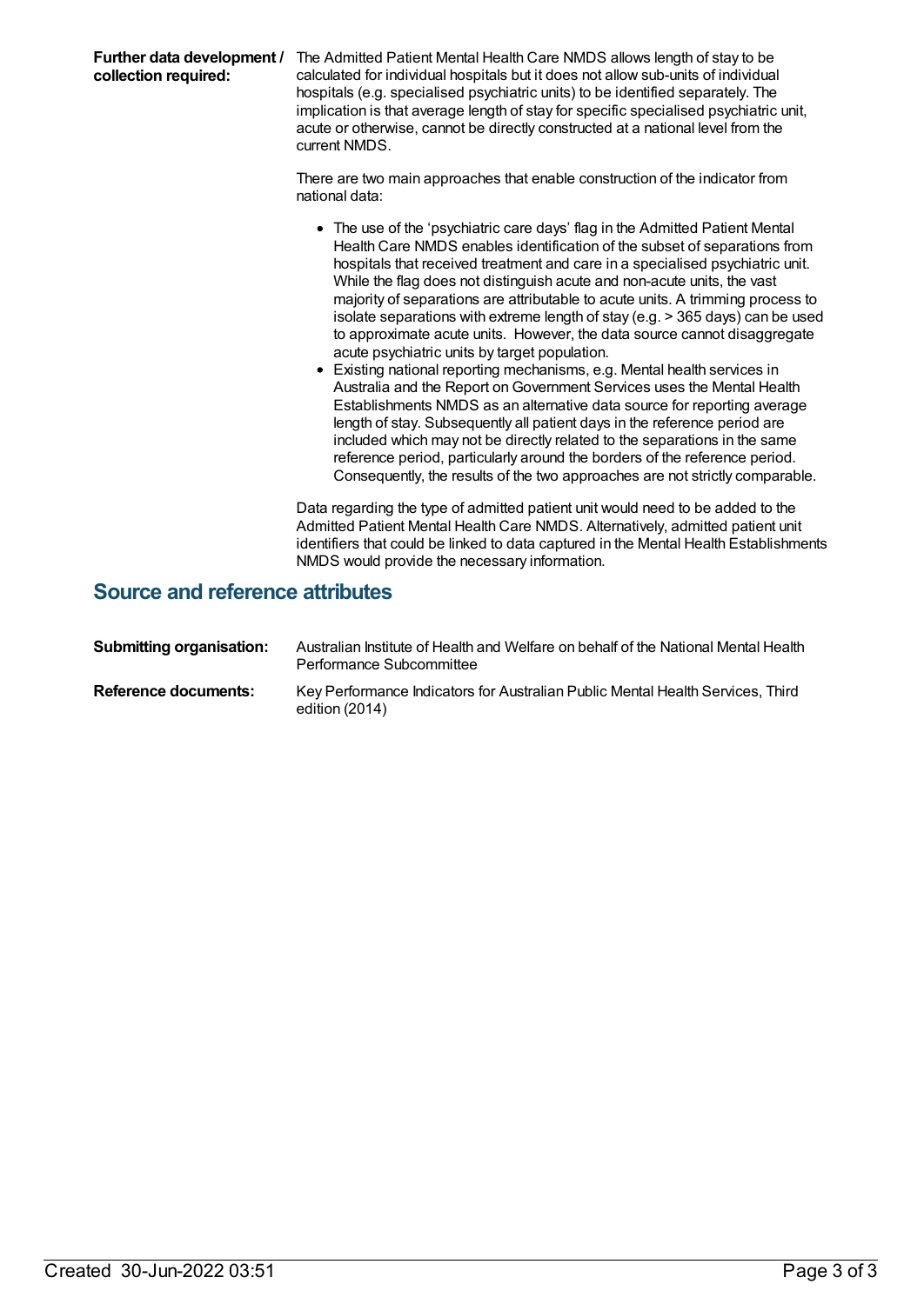**Further data development / collection required:** The Admitted Patient Mental Health Care NMDS allows length of stay to be calculated for individual hospitals but it does not allow sub-units of individual hospitals (e.g. specialised psychiatric units) to be identified separately. The implication is that average length of stay for specific specialised psychiatric unit, acute or otherwise, cannot be directly constructed at a national level from the current NMDS.

There are two main approaches that enable construction of the indicator from national data:

- The use of the 'psychiatric care days' flag in the Admitted Patient Mental Health Care NMDS enables identification of the subset of separations from hospitals that received treatment and care in a specialised psychiatric unit. While the flag does not distinguish acute and non-acute units, the vast majority of separations are attributable to acute units. A trimming process to isolate separations with extreme length of stay (e.g. > 365 days) can be used to approximate acute units. However, the data source cannot disaggregate acute psychiatric units by target population.
- Existing national reporting mechanisms, e.g. Mental health services in Australia and the Report on Government Services uses the Mental Health Establishments NMDS as an alternative data source for reporting average length of stay. Subsequently all patient days in the reference period are included which may not be directly related to the separations in the same reference period, particularly around the borders of the reference period. Consequently, the results of the two approaches are not strictly comparable.

Data regarding the type of admitted patient unit would need to be added to the Admitted Patient Mental Health Care NMDS. Alternatively, admitted patient unit identifiers that could be linked to data captured in the Mental Health Establishments NMDS would provide the necessary information.

## Source and reference attributes

**Submitting organisation:** Australian Institute of Health and Welfare on behalf of the National Mental Health Performance Subcommittee

**Reference documents:** Key Performance Indicators for Australian Public Mental Health Services, Third edition (2014)